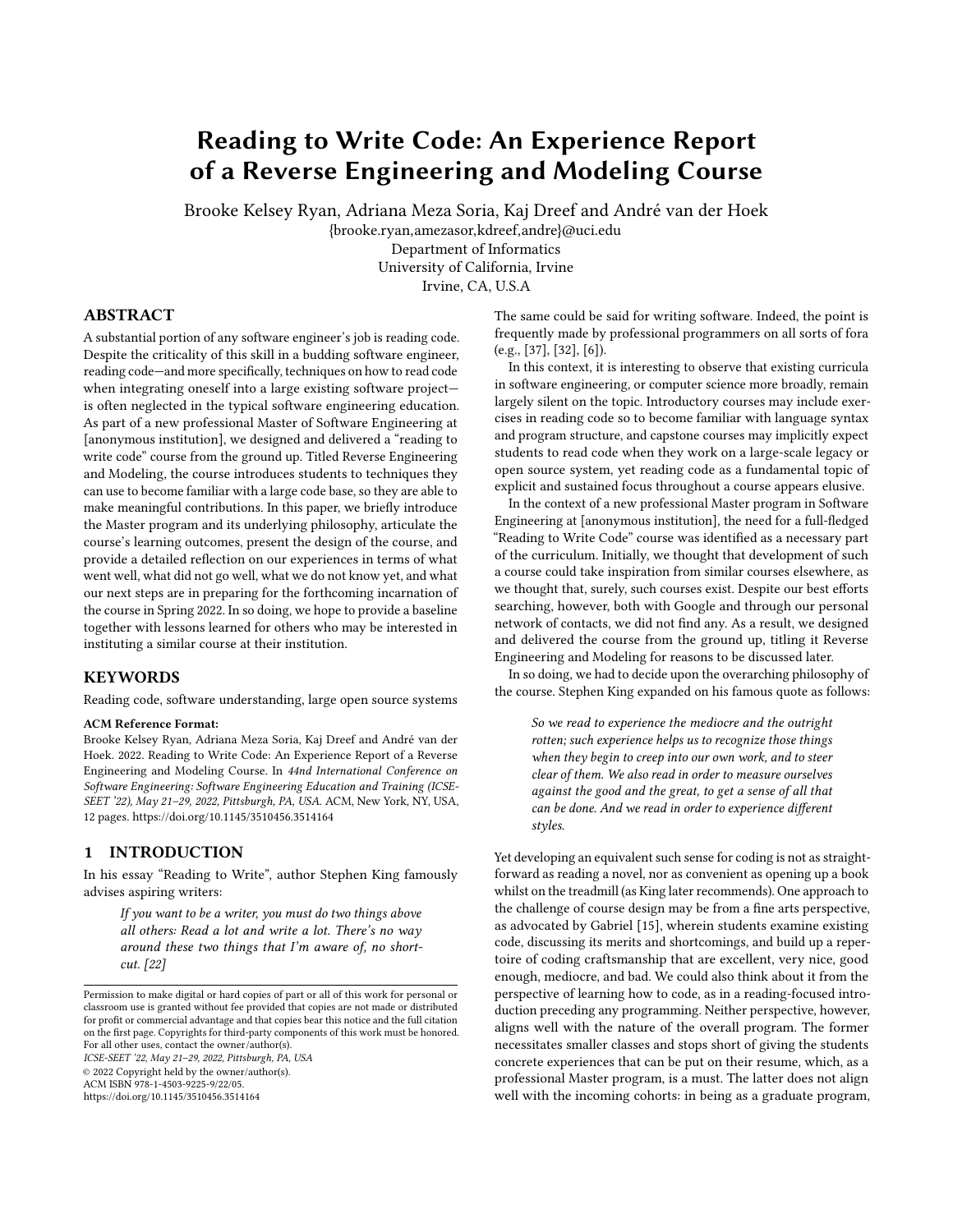# Reading to Write Code: An Experience Report of a Reverse Engineering and Modeling Course

Brooke Kelsey Ryan, Adriana Meza Soria, Kaj Dreef and André van der Hoek

{brooke.ryan,amezasor,kdreef,andre}@uci.edu

Department of Informatics

University of California, Irvine

Irvine, CA, U.S.A

## ABSTRACT

A substantial portion of any software engineer's job is reading code. Despite the criticality of this skill in a budding software engineer, reading code—and more specifically, techniques on how to read code when integrating oneself into a large existing software project—is often neglected in the typical software engineering education. As part of a new professional Master of Software Engineering at [anonymous institution], we designed and delivered a "reading to write code" course from the ground up. Titled Reverse Engineering and Modeling, the course introduces students to techniques they can use to become familiar with a large code base, so they are able to make meaningful contributions. In this paper, we briefly introduce the Master program and its underlying philosophy, articulate the course's learning outcomes, present the design of the course, and provide a detailed reflection on our experiences in terms of what went well, what did not go well, what we do not know yet, and what our next steps are in preparing for the forthcoming incarnation of the course in Spring 2022. In so doing, we hope to provide a baseline together with lessons learned for others who may be interested in instituting a similar course at their institution.

## KEYWORDS

Reading code, software understanding, large open source systems

**ACM Reference Format:**

Brooke Kelsey Ryan, Adriana Meza Soria, Kaj Dreef and André van der Hoek. 2022. Reading to Write Code: An Experience Report of a Reverse Engineering and Modeling Course. In *44nd International Conference on Software Engineering: Software Engineering Education and Training (ICSE-SEET '22), May 21–29, 2022, Pittsburgh, PA, USA.* ACM, New York, NY, USA, 12 pages. https://doi.org/10.1145/3510456.3514164

## 1 INTRODUCTION

In his essay "Reading to Write", author Stephen King famously advises aspiring writers:

> *If you want to be a writer, you must do two things above all others: Read a lot and write a lot. There's no way around these two things that I'm aware of, no shortcut. [22]*

Permission to make digital or hard copies of part or all of this work for personal or classroom use is granted without fee provided that copies are not made or distributed for profit or commercial advantage and that copies bear this notice and the full citation on the first page. Copyrights for third-party components of this work must be honored. For all other uses, contact the owner/author(s).

*ICSE-SEET '22, May 21–29, 2022, Pittsburgh, PA, USA*

© 2022 Copyright held by the owner/author(s).

ACM ISBN 978-1-4503-9225-9/22/05.

https://doi.org/10.1145/3510456.3514164

The same could be said for writing software. Indeed, the point is frequently made by professional programmers on all sorts of fora (e.g., [37], [32], [6]).

In this context, it is interesting to observe that existing curricula in software engineering, or computer science more broadly, remain largely silent on the topic. Introductory courses may include exercises in reading code so to become familiar with language syntax and program structure, and capstone courses may implicitly expect students to read code when they work on a large-scale legacy or open source system, yet reading code as a fundamental topic of explicit and sustained focus throughout a course appears elusive.

In the context of a new professional Master program in Software Engineering at [anonymous institution], the need for a full-fledged "Reading to Write Code" course was identified as a necessary part of the curriculum. Initially, we thought that development of such a course could take inspiration from similar courses elsewhere, as we thought that, surely, such courses exist. Despite our best efforts searching, however, both with Google and through our personal network of contacts, we did not find any. As a result, we designed and delivered the course from the ground up, titling it Reverse Engineering and Modeling for reasons to be discussed later.

In so doing, we had to decide upon the overarching philosophy of the course. Stephen King expanded on his famous quote as follows:

> *So we read to experience the mediocre and the outright rotten; such experience helps us to recognize those things when they begin to creep into our own work, and to steer clear of them. We also read in order to measure ourselves against the good and the great, to get a sense of all that can be done. And we read in order to experience different styles.*

Yet developing an equivalent such sense for coding is not as straightforward as reading a novel, nor as convenient as opening up a book whilst on the treadmill (as King later recommends). One approach to the challenge of course design may be from a fine arts perspective, as advocated by Gabriel [15], wherein students examine existing code, discussing its merits and shortcomings, and build up a repertoire of coding craftsmanship that are excellent, very nice, good enough, mediocre, and bad. We could also think about it from the perspective of learning how to code, as in a reading-focused introduction preceding any programming. Neither perspective, however, aligns well with the nature of the overall program. The former necessitates smaller classes and stops short of giving the students concrete experiences that can be put on their resume, which, as a professional Master program, is a must. The latter does not align well with the incoming cohorts: in being as a graduate program,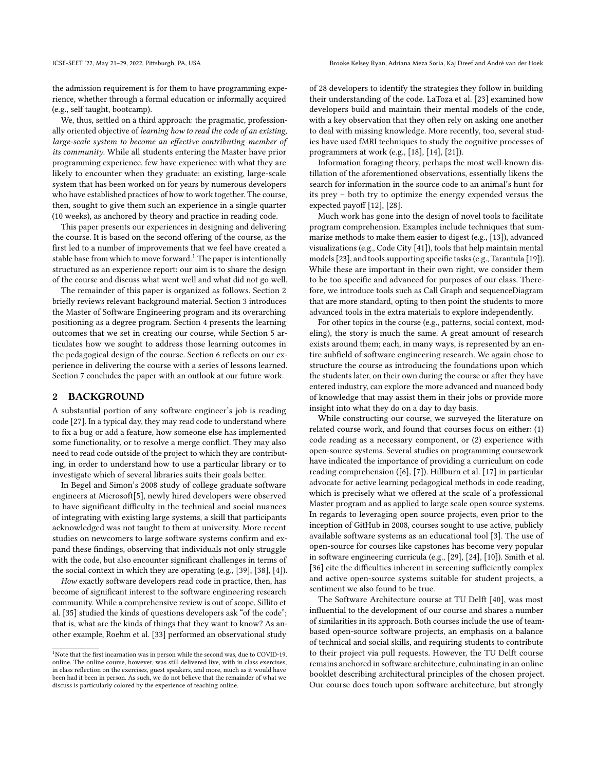the admission requirement is for them to have programming experience, whether through a formal education or informally acquired (e.g., self taught, bootcamp).

We, thus, settled on a third approach: the pragmatic, professionally oriented objective of *learning how to read the code of an existing, large-scale system to become an effective contributing member of its community*. While all students entering the Master have prior programming experience, few have experience with what they are likely to encounter when they graduate: an existing, large-scale system that has been worked on for years by numerous developers who have established practices of how to work together. The course, then, sought to give them such an experience in a single quarter (10 weeks), as anchored by theory and practice in reading code.

This paper presents our experiences in designing and delivering the course. It is based on the second offering of the course, as the first led to a number of improvements that we feel have created a stable base from which to move forward.[1] The paper is intentionally structured as an experience report: our aim is to share the design of the course and discuss what went well and what did not go well.

The remainder of this paper is organized as follows. Section 2 briefly reviews relevant background material. Section 3 introduces the Master of Software Engineering program and its overarching positioning as a degree program. Section 4 presents the learning outcomes that we set in creating our course, while Section 5 articulates how we sought to address those learning outcomes in the pedagogical design of the course. Section 6 reflects on our experience in delivering the course with a series of lessons learned. Section 7 concludes the paper with an outlook at our future work.

## 2 BACKGROUND

A substantial portion of any software engineer's job is reading code [27]. In a typical day, they may read code to understand where to fix a bug or add a feature, how someone else has implemented some functionality, or to resolve a merge conflict. They may also need to read code outside of the project to which they are contributing, in order to understand how to use a particular library or to investigate which of several libraries suits their goals better.

In Begel and Simon's 2008 study of college graduate software engineers at Microsoft[5], newly hired developers were observed to have significant difficulty in the technical and social nuances of integrating with existing large systems, a skill that participants acknowledged was not taught to them at university. More recent studies on newcomers to large software systems confirm and expand these findings, observing that individuals not only struggle with the code, but also encounter significant challenges in terms of the social context in which they are operating (e.g., [39], [38], [4]).

*How* exactly software developers read code in practice, then, has become of significant interest to the software engineering research community. While a comprehensive review is out of scope, Sillito et al. [35] studied the kinds of questions developers ask "of the code"; that is, what are the kinds of things that they want to know? As another example, Roehm et al. [33] performed an observational study of 28 developers to identify the strategies they follow in building their understanding of the code. LaToza et al. [23] examined how developers build and maintain their mental models of the code, with a key observation that they often rely on asking one another to deal with missing knowledge. More recently, too, several studies have used fMRI techniques to study the cognitive processes of programmers at work (e.g., [18], [14], [21]).

Information foraging theory, perhaps the most well-known distillation of the aforementioned observations, essentially likens the search for information in the source code to an animal's hunt for its prey – both try to optimize the energy expended versus the expected payoff [12], [28].

Much work has gone into the design of novel tools to facilitate program comprehension. Examples include techniques that summarize methods to make them easier to digest (e.g., [13]), advanced visualizations (e.g., Code City [41]), tools that help maintain mental models [23], and tools supporting specific tasks (e.g., Tarantula [19]). While these are important in their own right, we consider them to be too specific and advanced for purposes of our class. Therefore, we introduce tools such as Call Graph and sequenceDiagram that are more standard, opting to then point the students to more advanced tools in the extra materials to explore independently.

For other topics in the course (e.g., patterns, social context, modeling), the story is much the same. A great amount of research exists around them; each, in many ways, is represented by an entire subfield of software engineering research. We again chose to structure the course as introducing the foundations upon which the students later, on their own during the course or after they have entered industry, can explore the more advanced and nuanced body of knowledge that may assist them in their jobs or provide more insight into what they do on a day to day basis.

While constructing our course, we surveyed the literature on related course work, and found that courses focus on either: (1) code reading as a necessary component, or (2) experience with open-source systems. Several studies on programming coursework have indicated the importance of providing a curriculum on code reading comprehension ([6], [7]). Hillburn et al. [17] in particular advocate for active learning pedagogical methods in code reading, which is precisely what we offered at the scale of a professional Master program and as applied to large scale open source systems. In regards to leveraging open source projects, even prior to the inception of GitHub in 2008, courses sought to use active, publicly available software systems as an educational tool [3]. The use of open-source for courses like capstones has become very popular in software engineering curricula (e.g., [29], [24], [10]). Smith et al. [36] cite the difficulties inherent in screening sufficiently complex and active open-source systems suitable for student projects, a sentiment we also found to be true.

The Software Architecture course at TU Delft [40], was most influential to the development of our course and shares a number of similarities in its approach. Both courses include the use of team-based open-source software projects, an emphasis on a balance of technical and social skills, and requiring students to contribute to their project via pull requests. However, the TU Delft course remains anchored in software architecture, culminating in an online booklet describing architectural principles of the chosen project. Our course does touch upon software architecture, but strongly

[1] Note that the first incarnation was in person while the second was, due to COVID-19, online. The online course, however, was still delivered live, with in class exercises, in class reflection on the exercises, guest speakers, and more, much as it would have been had it been in person. As such, we do not believe that the remainder of what we discuss is particularly colored by the experience of teaching online.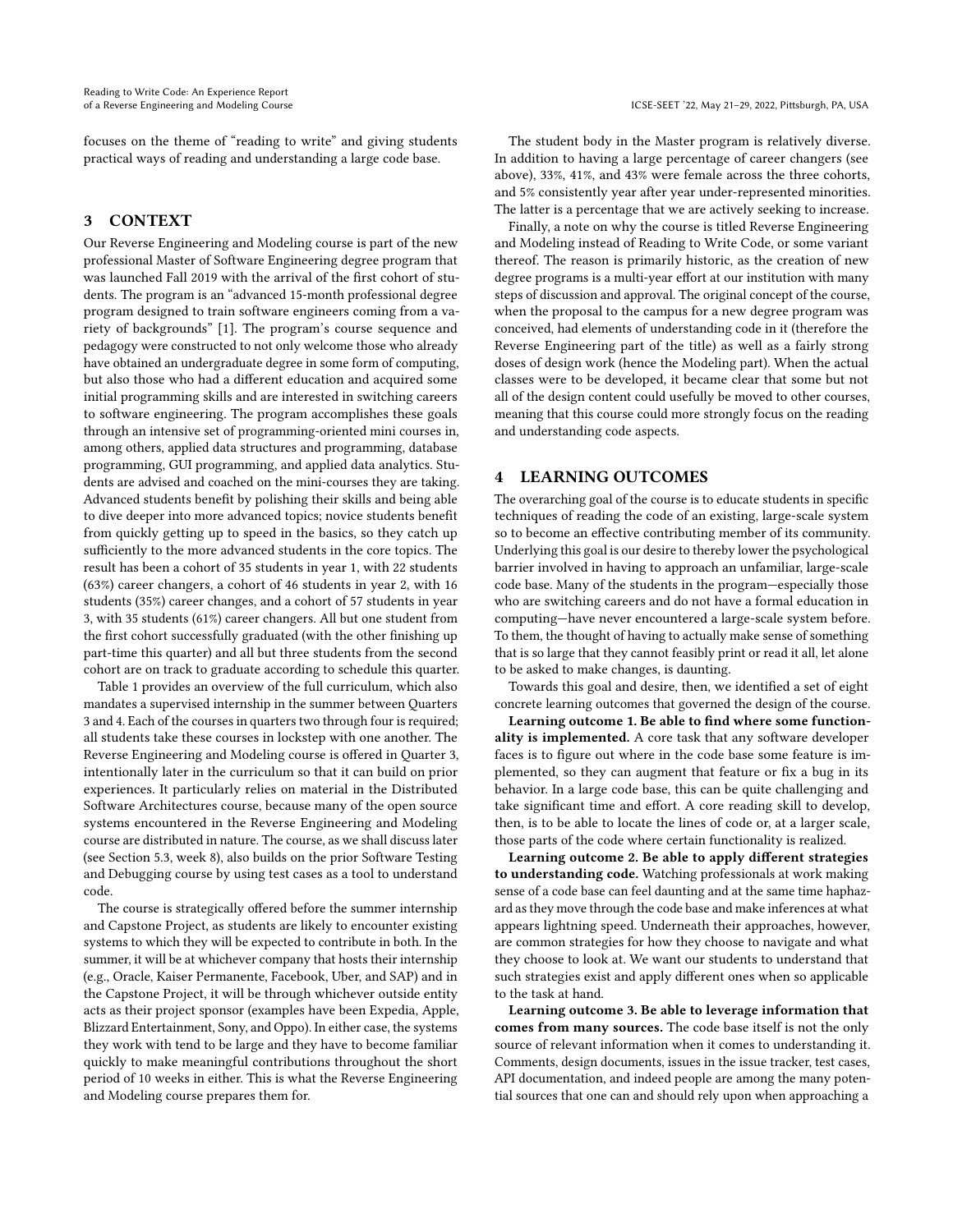focuses on the theme of "reading to write" and giving students practical ways of reading and understanding a large code base.

## 3 CONTEXT

Our Reverse Engineering and Modeling course is part of the new professional Master of Software Engineering degree program that was launched Fall 2019 with the arrival of the first cohort of students. The program is an "advanced 15-month professional degree program designed to train software engineers coming from a variety of backgrounds" [1]. The program's course sequence and pedagogy were constructed to not only welcome those who already have obtained an undergraduate degree in some form of computing, but also those who had a different education and acquired some initial programming skills and are interested in switching careers to software engineering. The program accomplishes these goals through an intensive set of programming-oriented mini courses in, among others, applied data structures and programming, database programming, GUI programming, and applied data analytics. Students are advised and coached on the mini-courses they are taking. Advanced students benefit by polishing their skills and being able to dive deeper into more advanced topics; novice students benefit from quickly getting up to speed in the basics, so they catch up sufficiently to the more advanced students in the core topics. The result has been a cohort of 35 students in year 1, with 22 students (63%) career changers, a cohort of 46 students in year 2, with 16 students (35%) career changes, and a cohort of 57 students in year 3, with 35 students (61%) career changers. All but one student from the first cohort successfully graduated (with the other finishing up part-time this quarter) and all but three students from the second cohort are on track to graduate according to schedule this quarter.

Table 1 provides an overview of the full curriculum, which also mandates a supervised internship in the summer between Quarters 3 and 4. Each of the courses in quarters two through four is required; all students take these courses in lockstep with one another. The Reverse Engineering and Modeling course is offered in Quarter 3, intentionally later in the curriculum so that it can build on prior experiences. It particularly relies on material in the Distributed Software Architectures course, because many of the open source systems encountered in the Reverse Engineering and Modeling course are distributed in nature. The course, as we shall discuss later (see Section 5.3, week 8), also builds on the prior Software Testing and Debugging course by using test cases as a tool to understand code.

The course is strategically offered before the summer internship and Capstone Project, as students are likely to encounter existing systems to which they will be expected to contribute in both. In the summer, it will be at whichever company that hosts their internship (e.g., Oracle, Kaiser Permanente, Facebook, Uber, and SAP) and in the Capstone Project, it will be through whichever outside entity acts as their project sponsor (examples have been Expedia, Apple, Blizzard Entertainment, Sony, and Oppo). In either case, the systems they work with tend to be large and they have to become familiar quickly to make meaningful contributions throughout the short period of 10 weeks in either. This is what the Reverse Engineering and Modeling course prepares them for.

The student body in the Master program is relatively diverse. In addition to having a large percentage of career changers (see above), 33%, 41%, and 43% were female across the three cohorts, and 5% consistently year after year under-represented minorities. The latter is a percentage that we are actively seeking to increase.

Finally, a note on why the course is titled Reverse Engineering and Modeling instead of Reading to Write Code, or some variant thereof. The reason is primarily historic, as the creation of new degree programs is a multi-year effort at our institution with many steps of discussion and approval. The original concept of the course, when the proposal to the campus for a new degree program was conceived, had elements of understanding code in it (therefore the Reverse Engineering part of the title) as well as a fairly strong doses of design work (hence the Modeling part). When the actual classes were to be developed, it became clear that some but not all of the design content could usefully be moved to other courses, meaning that this course could more strongly focus on the reading and understanding code aspects.

## 4 LEARNING OUTCOMES

The overarching goal of the course is to educate students in specific techniques of reading the code of an existing, large-scale system so to become an effective contributing member of its community. Underlying this goal is our desire to thereby lower the psychological barrier involved in having to approach an unfamiliar, large-scale code base. Many of the students in the program—especially those who are switching careers and do not have a formal education in computing—have never encountered a large-scale system before. To them, the thought of having to actually make sense of something that is so large that they cannot feasibly print or read it all, let alone to be asked to make changes, is daunting.

Towards this goal and desire, then, we identified a set of eight concrete learning outcomes that governed the design of the course.

**Learning outcome 1. Be able to find where some functionality is implemented.** A core task that any software developer faces is to figure out where in the code base some feature is implemented, so they can augment that feature or fix a bug in its behavior. In a large code base, this can be quite challenging and take significant time and effort. A core reading skill to develop, then, is to be able to locate the lines of code or, at a larger scale, those parts of the code where certain functionality is realized.

**Learning outcome 2. Be able to apply different strategies to understanding code.** Watching professionals at work making sense of a code base can feel daunting and at the same time haphazard as they move through the code base and make inferences at what appears lightning speed. Underneath their approaches, however, are common strategies for how they choose to navigate and what they choose to look at. We want our students to understand that such strategies exist and apply different ones when so applicable to the task at hand.

**Learning outcome 3. Be able to leverage information that comes from many sources.** The code base itself is not the only source of relevant information when it comes to understanding it. Comments, design documents, issues in the issue tracker, test cases, API documentation, and indeed people are among the many potential sources that one can and should rely upon when approaching a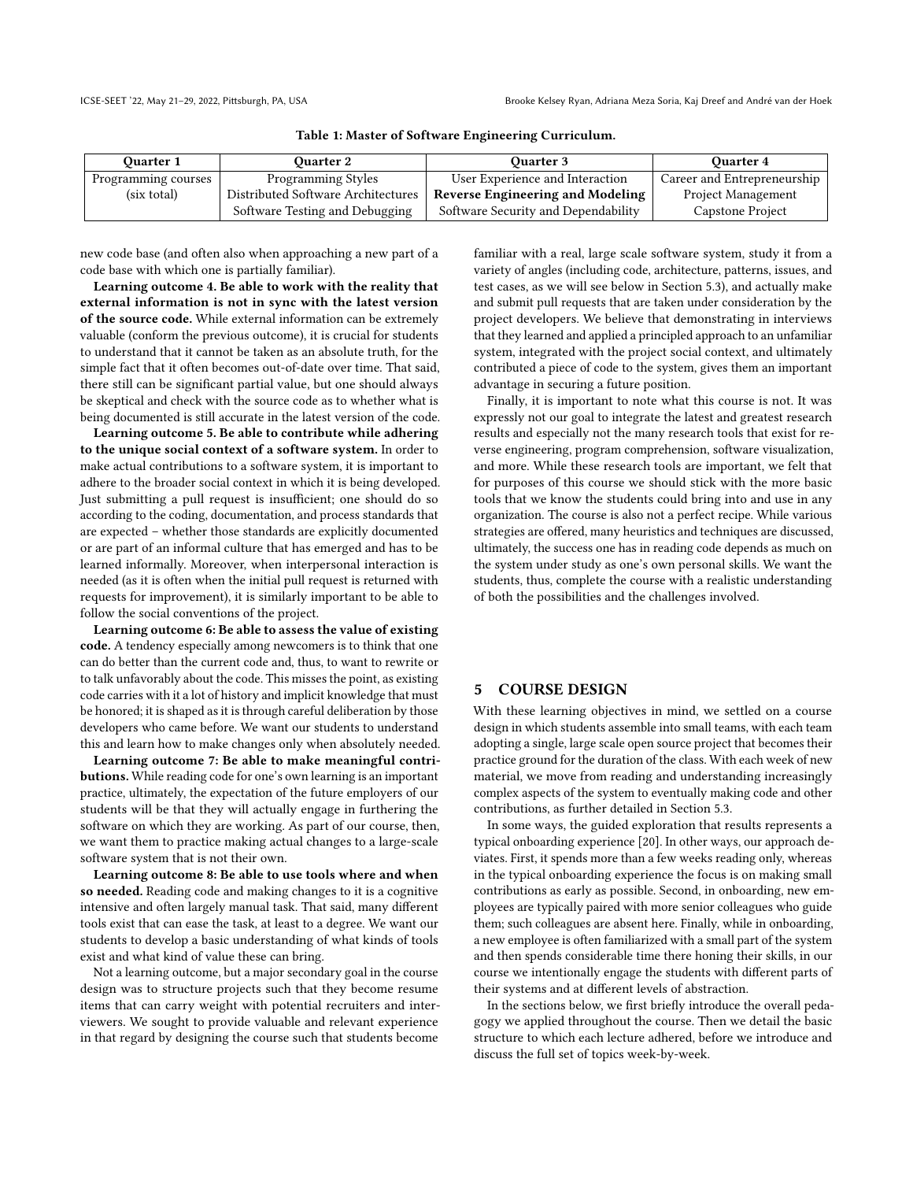Table 1: Master of Software Engineering Curriculum.

| Quarter 1 | Quarter 2 | Quarter 3 | Quarter 4 |
|---|---|---|---|
| Programming courses | Programming Styles | User Experience and Interaction | Career and Entrepreneurship |
| (six total) | Distributed Software Architectures | **Reverse Engineering and Modeling** | Project Management |
| | Software Testing and Debugging | Software Security and Dependability | Capstone Project |

new code base (and often also when approaching a new part of a code base with which one is partially familiar).

**Learning outcome 4. Be able to work with the reality that external information is not in sync with the latest version of the source code.** While external information can be extremely valuable (conform the previous outcome), it is crucial for students to understand that it cannot be taken as an absolute truth, for the simple fact that it often becomes out-of-date over time. That said, there still can be significant partial value, but one should always be skeptical and check with the source code as to whether what is being documented is still accurate in the latest version of the code.

**Learning outcome 5. Be able to contribute while adhering to the unique social context of a software system.** In order to make actual contributions to a software system, it is important to adhere to the broader social context in which it is being developed. Just submitting a pull request is insufficient; one should do so according to the coding, documentation, and process standards that are expected – whether those standards are explicitly documented or are part of an informal culture that has emerged and has to be learned informally. Moreover, when interpersonal interaction is needed (as it is often when the initial pull request is returned with requests for improvement), it is similarly important to be able to follow the social conventions of the project.

**Learning outcome 6: Be able to assess the value of existing code.** A tendency especially among newcomers is to think that one can do better than the current code and, thus, to want to rewrite or to talk unfavorably about the code. This misses the point, as existing code carries with it a lot of history and implicit knowledge that must be honored; it is shaped as it is through careful deliberation by those developers who came before. We want our students to understand this and learn how to make changes only when absolutely needed.

**Learning outcome 7: Be able to make meaningful contributions.** While reading code for one's own learning is an important practice, ultimately, the expectation of the future employers of our students will be that they will actually engage in furthering the software on which they are working. As part of our course, then, we want them to practice making actual changes to a large-scale software system that is not their own.

**Learning outcome 8: Be able to use tools where and when so needed.** Reading code and making changes to it is a cognitive intensive and often largely manual task. That said, many different tools exist that can ease the task, at least to a degree. We want our students to develop a basic understanding of what kinds of tools exist and what kind of value these can bring.

Not a learning outcome, but a major secondary goal in the course design was to structure projects such that they become resume items that can carry weight with potential recruiters and interviewers. We sought to provide valuable and relevant experience in that regard by designing the course such that students become familiar with a real, large scale software system, study it from a variety of angles (including code, architecture, patterns, issues, and test cases, as we will see below in Section 5.3), and actually make and submit pull requests that are taken under consideration by the project developers. We believe that demonstrating in interviews that they learned and applied a principled approach to an unfamiliar system, integrated with the project social context, and ultimately contributed a piece of code to the system, gives them an important advantage in securing a future position.

Finally, it is important to note what this course is not. It was expressly not our goal to integrate the latest and greatest research results and especially not the many research tools that exist for reverse engineering, program comprehension, software visualization, and more. While these research tools are important, we felt that for purposes of this course we should stick with the more basic tools that we know the students could bring into and use in any organization. The course is also not a perfect recipe. While various strategies are offered, many heuristics and techniques are discussed, ultimately, the success one has in reading code depends as much on the system under study as one's own personal skills. We want the students, thus, complete the course with a realistic understanding of both the possibilities and the challenges involved.

## 5 COURSE DESIGN

With these learning objectives in mind, we settled on a course design in which students assemble into small teams, with each team adopting a single, large scale open source project that becomes their practice ground for the duration of the class. With each week of new material, we move from reading and understanding increasingly complex aspects of the system to eventually making code and other contributions, as further detailed in Section 5.3.

In some ways, the guided exploration that results represents a typical onboarding experience [20]. In other ways, our approach deviates. First, it spends more than a few weeks reading only, whereas in the typical onboarding experience the focus is on making small contributions as early as possible. Second, in onboarding, new employees are typically paired with more senior colleagues who guide them; such colleagues are absent here. Finally, while in onboarding, a new employee is often familiarized with a small part of the system and then spends considerable time there honing their skills, in our course we intentionally engage the students with different parts of their systems and at different levels of abstraction.

In the sections below, we first briefly introduce the overall pedagogy we applied throughout the course. Then we detail the basic structure to which each lecture adhered, before we introduce and discuss the full set of topics week-by-week.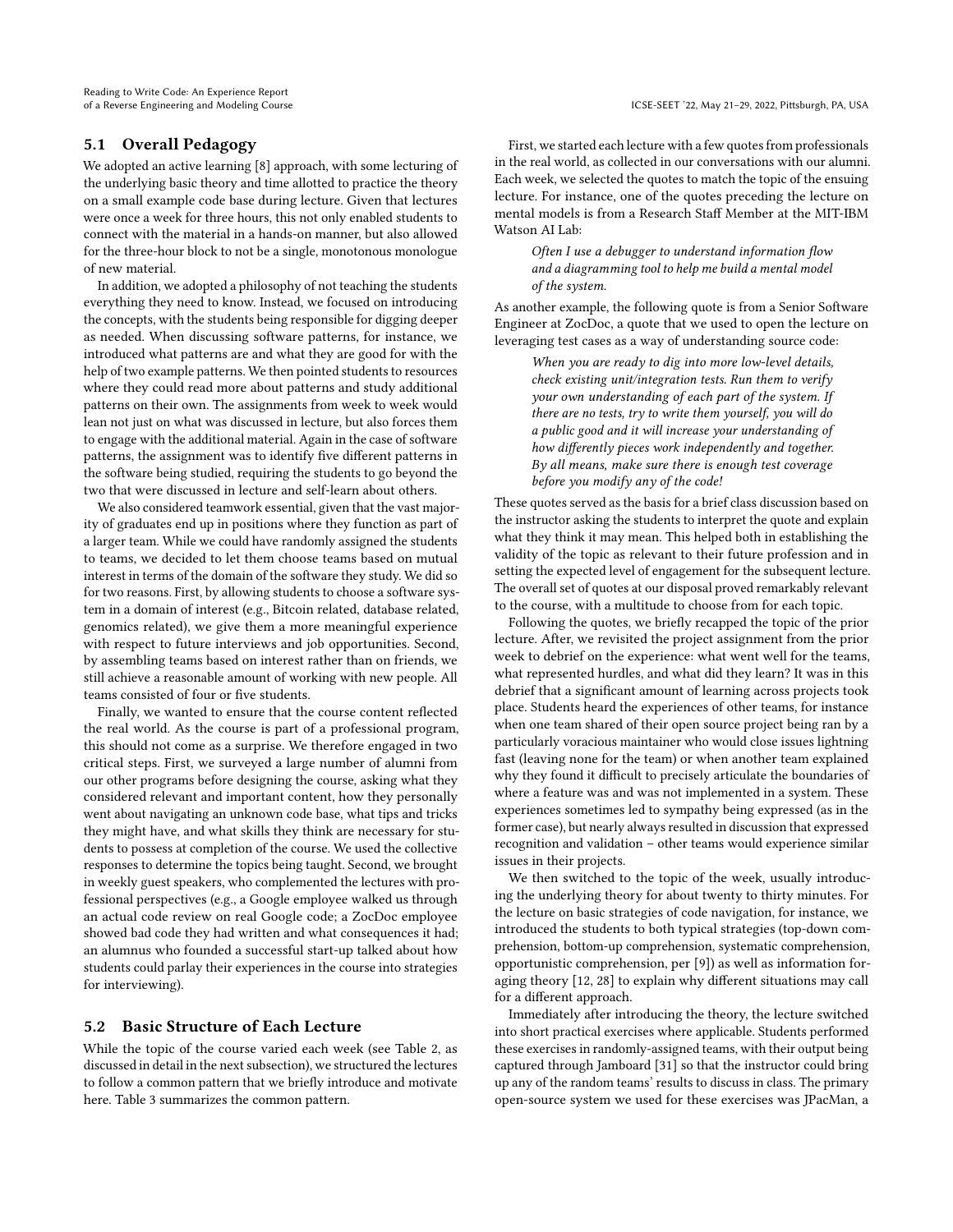## 5.1 Overall Pedagogy

We adopted an active learning [8] approach, with some lecturing of the underlying basic theory and time allotted to practice the theory on a small example code base during lecture. Given that lectures were once a week for three hours, this not only enabled students to connect with the material in a hands-on manner, but also allowed for the three-hour block to not be a single, monotonous monologue of new material.

In addition, we adopted a philosophy of not teaching the students everything they need to know. Instead, we focused on introducing the concepts, with the students being responsible for digging deeper as needed. When discussing software patterns, for instance, we introduced what patterns are and what they are good for with the help of two example patterns. We then pointed students to resources where they could read more about patterns and study additional patterns on their own. The assignments from week to week would lean not just on what was discussed in lecture, but also forces them to engage with the additional material. Again in the case of software patterns, the assignment was to identify five different patterns in the software being studied, requiring the students to go beyond the two that were discussed in lecture and self-learn about others.

We also considered teamwork essential, given that the vast majority of graduates end up in positions where they function as part of a larger team. While we could have randomly assigned the students to teams, we decided to let them choose teams based on mutual interest in terms of the domain of the software they study. We did so for two reasons. First, by allowing students to choose a software system in a domain of interest (e.g., Bitcoin related, database related, genomics related), we give them a more meaningful experience with respect to future interviews and job opportunities. Second, by assembling teams based on interest rather than on friends, we still achieve a reasonable amount of working with new people. All teams consisted of four or five students.

Finally, we wanted to ensure that the course content reflected the real world. As the course is part of a professional program, this should not come as a surprise. We therefore engaged in two critical steps. First, we surveyed a large number of alumni from our other programs before designing the course, asking what they considered relevant and important content, how they personally went about navigating an unknown code base, what tips and tricks they might have, and what skills they think are necessary for students to possess at completion of the course. We used the collective responses to determine the topics being taught. Second, we brought in weekly guest speakers, who complemented the lectures with professional perspectives (e.g., a Google employee walked us through an actual code review on real Google code; a ZocDoc employee showed bad code they had written and what consequences it had; an alumnus who founded a successful start-up talked about how students could parlay their experiences in the course into strategies for interviewing).

## 5.2 Basic Structure of Each Lecture

While the topic of the course varied each week (see Table 2, as discussed in detail in the next subsection), we structured the lectures to follow a common pattern that we briefly introduce and motivate here. Table 3 summarizes the common pattern.

First, we started each lecture with a few quotes from professionals in the real world, as collected in our conversations with our alumni. Each week, we selected the quotes to match the topic of the ensuing lecture. For instance, one of the quotes preceding the lecture on mental models is from a Research Staff Member at the MIT-IBM Watson AI Lab:

> *Often I use a debugger to understand information flow and a diagramming tool to help me build a mental model of the system.*

As another example, the following quote is from a Senior Software Engineer at ZocDoc, a quote that we used to open the lecture on leveraging test cases as a way of understanding source code:

> *When you are ready to dig into more low-level details, check existing unit/integration tests. Run them to verify your own understanding of each part of the system. If there are no tests, try to write them yourself, you will do a public good and it will increase your understanding of how differently pieces work independently and together. By all means, make sure there is enough test coverage before you modify any of the code!*

These quotes served as the basis for a brief class discussion based on the instructor asking the students to interpret the quote and explain what they think it may mean. This helped both in establishing the validity of the topic as relevant to their future profession and in setting the expected level of engagement for the subsequent lecture. The overall set of quotes at our disposal proved remarkably relevant to the course, with a multitude to choose from for each topic.

Following the quotes, we briefly recapped the topic of the prior lecture. After, we revisited the project assignment from the prior week to debrief on the experience: what went well for the teams, what represented hurdles, and what did they learn? It was in this debrief that a significant amount of learning across projects took place. Students heard the experiences of other teams, for instance when one team shared of their open source project being ran by a particularly voracious maintainer who would close issues lightning fast (leaving none for the team) or when another team explained why they found it difficult to precisely articulate the boundaries of where a feature was and was not implemented in a system. These experiences sometimes led to sympathy being expressed (as in the former case), but nearly always resulted in discussion that expressed recognition and validation – other teams would experience similar issues in their projects.

We then switched to the topic of the week, usually introducing the underlying theory for about twenty to thirty minutes. For the lecture on basic strategies of code navigation, for instance, we introduced the students to both typical strategies (top-down comprehension, bottom-up comprehension, systematic comprehension, opportunistic comprehension, per [9]) as well as information foraging theory [12, 28] to explain why different situations may call for a different approach.

Immediately after introducing the theory, the lecture switched into short practical exercises where applicable. Students performed these exercises in randomly-assigned teams, with their output being captured through Jamboard [31] so that the instructor could bring up any of the random teams' results to discuss in class. The primary open-source system we used for these exercises was JPacMan, a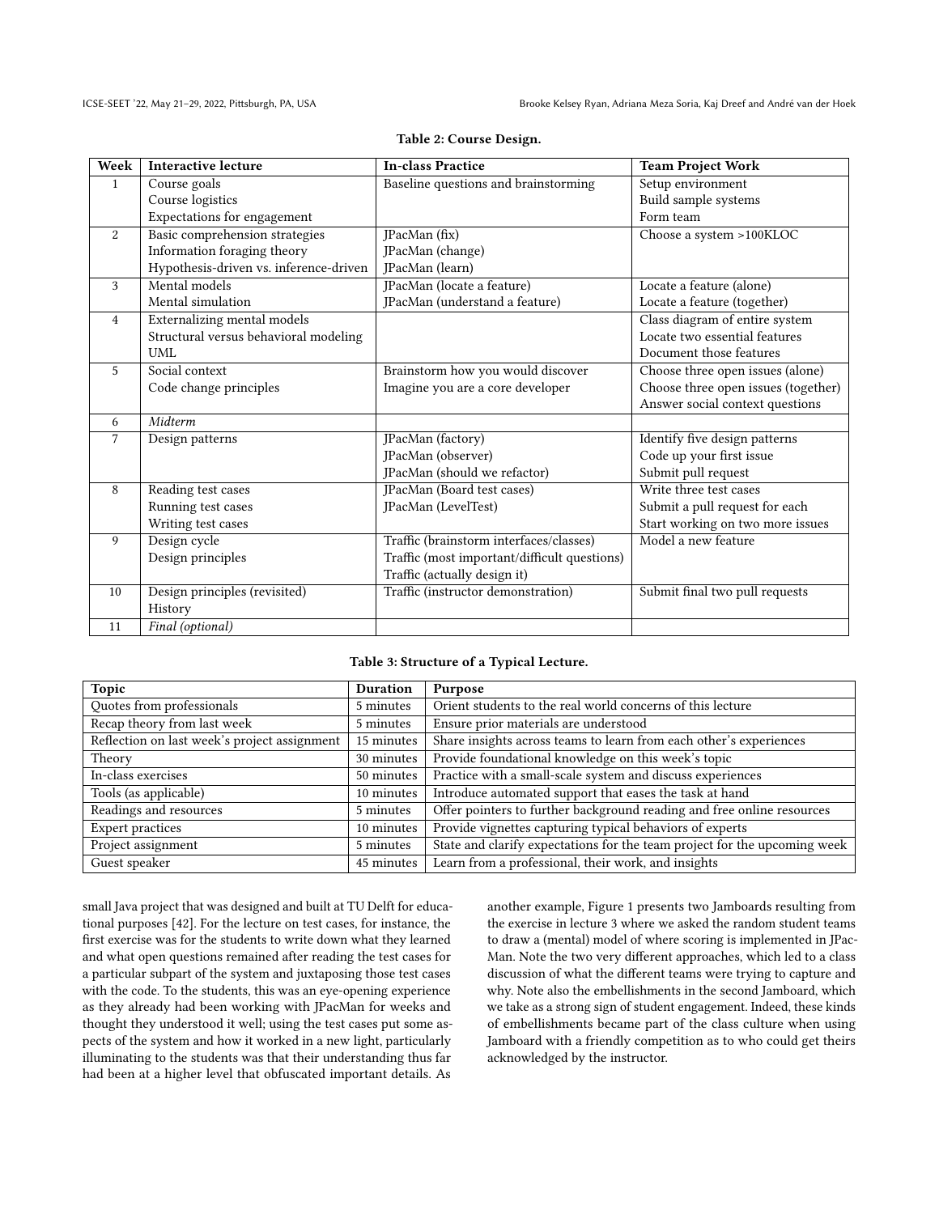**Table 2: Course Design.**

| Week | Interactive lecture | In-class Practice | Team Project Work |
|---|---|---|---|
| 1 | Course goals<br>Course logistics<br>Expectations for engagement | Baseline questions and brainstorming | Setup environment<br>Build sample systems<br>Form team |
| 2 | Basic comprehension strategies<br>Information foraging theory<br>Hypothesis-driven vs. inference-driven | JPacMan (fix)<br>JPacMan (change)<br>JPacMan (learn) | Choose a system >100KLOC |
| 3 | Mental models<br>Mental simulation | JPacMan (locate a feature)<br>JPacMan (understand a feature) | Locate a feature (alone)<br>Locate a feature (together) |
| 4 | Externalizing mental models<br>Structural versus behavioral modeling<br>UML | | Class diagram of entire system<br>Locate two essential features<br>Document those features |
| 5 | Social context<br>Code change principles | Brainstorm how you would discover<br>Imagine you are a core developer | Choose three open issues (alone)<br>Choose three open issues (together)<br>Answer social context questions |
| 6 | *Midterm* | | |
| 7 | Design patterns | JPacMan (factory)<br>JPacMan (observer)<br>JPacMan (should we refactor) | Identify five design patterns<br>Code up your first issue<br>Submit pull request |
| 8 | Reading test cases<br>Running test cases<br>Writing test cases | JPacMan (Board test cases)<br>JPacMan (LevelTest) | Write three test cases<br>Submit a pull request for each<br>Start working on two more issues |
| 9 | Design cycle<br>Design principles | Traffic (brainstorm interfaces/classes)<br>Traffic (most important/difficult questions)<br>Traffic (actually design it) | Model a new feature |
| 10 | Design principles (revisited)<br>History | Traffic (instructor demonstration) | Submit final two pull requests |
| 11 | *Final (optional)* | | |

**Table 3: Structure of a Typical Lecture.**

| Topic | Duration | Purpose |
|---|---|---|
| Quotes from professionals | 5 minutes | Orient students to the real world concerns of this lecture |
| Recap theory from last week | 5 minutes | Ensure prior materials are understood |
| Reflection on last week's project assignment | 15 minutes | Share insights across teams to learn from each other's experiences |
| Theory | 30 minutes | Provide foundational knowledge on this week's topic |
| In-class exercises | 50 minutes | Practice with a small-scale system and discuss experiences |
| Tools (as applicable) | 10 minutes | Introduce automated support that eases the task at hand |
| Readings and resources | 5 minutes | Offer pointers to further background reading and free online resources |
| Expert practices | 10 minutes | Provide vignettes capturing typical behaviors of experts |
| Project assignment | 5 minutes | State and clarify expectations for the team project for the upcoming week |
| Guest speaker | 45 minutes | Learn from a professional, their work, and insights |

small Java project that was designed and built at TU Delft for educational purposes [42]. For the lecture on test cases, for instance, the first exercise was for the students to write down what they learned and what open questions remained after reading the test cases for a particular subpart of the system and juxtaposing those test cases with the code. To the students, this was an eye-opening experience as they already had been working with JPacMan for weeks and thought they understood it well; using the test cases put some aspects of the system and how it worked in a new light, particularly illuminating to the students was that their understanding thus far had been at a higher level that obfuscated important details. As another example, Figure 1 presents two Jamboards resulting from the exercise in lecture 3 where we asked the random student teams to draw a (mental) model of where scoring is implemented in JPacMan. Note the two very different approaches, which led to a class discussion of what the different teams were trying to capture and why. Note also the embellishments in the second Jamboard, which we take as a strong sign of student engagement. Indeed, these kinds of embellishments became part of the class culture when using Jamboard with a friendly competition as to who could get theirs acknowledged by the instructor.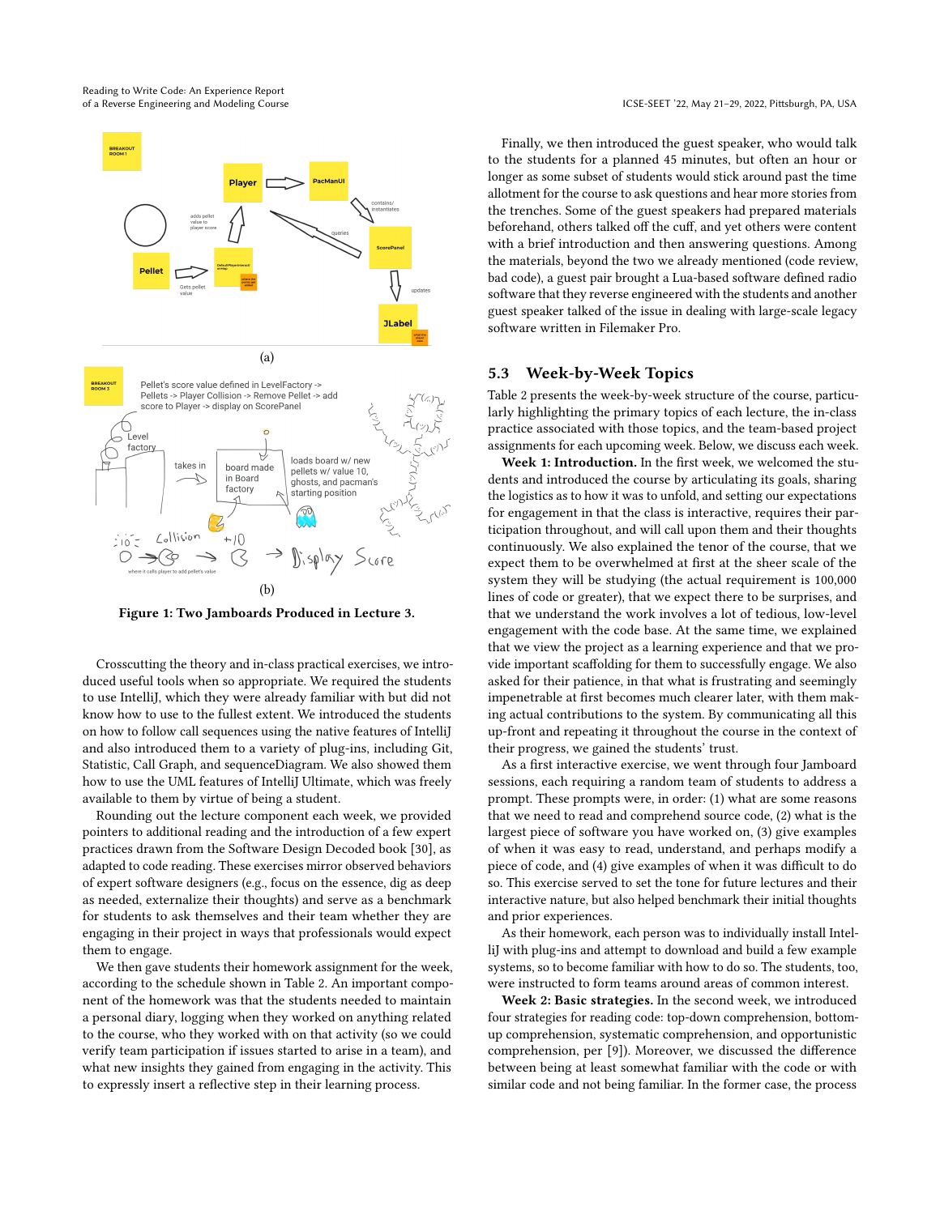(a)

(b)

**Figure 1: Two Jamboards Produced in Lecture 3.**

Crosscutting the theory and in-class practical exercises, we introduced useful tools when so appropriate. We required the students to use IntelliJ, which they were already familiar with but did not know how to use to the fullest extent. We introduced the students on how to follow call sequences using the native features of IntelliJ and also introduced them to a variety of plug-ins, including Git, Statistic, Call Graph, and sequenceDiagram. We also showed them how to use the UML features of IntelliJ Ultimate, which was freely available to them by virtue of being a student.

Rounding out the lecture component each week, we provided pointers to additional reading and the introduction of a few expert practices drawn from the Software Design Decoded book [30], as adapted to code reading. These exercises mirror observed behaviors of expert software designers (e.g., focus on the essence, dig as deep as needed, externalize their thoughts) and serve as a benchmark for students to ask themselves and their team whether they are engaging in their project in ways that professionals would expect them to engage.

We then gave students their homework assignment for the week, according to the schedule shown in Table 2. An important component of the homework was that the students needed to maintain a personal diary, logging when they worked on anything related to the course, who they worked with on that activity (so we could verify team participation if issues started to arise in a team), and what new insights they gained from engaging in the activity. This to expressly insert a reflective step in their learning process.

Finally, we then introduced the guest speaker, who would talk to the students for a planned 45 minutes, but often an hour or longer as some subset of students would stick around past the time allotment for the course to ask questions and hear more stories from the trenches. Some of the guest speakers had prepared materials beforehand, others talked off the cuff, and yet others were content with a brief introduction and then answering questions. Among the materials, beyond the two we already mentioned (code review, bad code), a guest pair brought a Lua-based software defined radio software that they reverse engineered with the students and another guest speaker talked of the issue in dealing with large-scale legacy software written in Filemaker Pro.

### 5.3 Week-by-Week Topics

Table 2 presents the week-by-week structure of the course, particularly highlighting the primary topics of each lecture, the in-class practice associated with those topics, and the team-based project assignments for each upcoming week. Below, we discuss each week.

**Week 1: Introduction.** In the first week, we welcomed the students and introduced the course by articulating its goals, sharing the logistics as to how it was to unfold, and setting our expectations for engagement in that the class is interactive, requires their participation throughout, and will call upon them and their thoughts continuously. We also explained the tenor of the course, that we expect them to be overwhelmed at first at the sheer scale of the system they will be studying (the actual requirement is 100,000 lines of code or greater), that we expect there to be surprises, and that we understand the work involves a lot of tedious, low-level engagement with the code base. At the same time, we explained that we view the project as a learning experience and that we provide important scaffolding for them to successfully engage. We also asked for their patience, in that what is frustrating and seemingly impenetrable at first becomes much clearer later, with them making actual contributions to the system. By communicating all this up-front and repeating it throughout the course in the context of their progress, we gained the students' trust.

As a first interactive exercise, we went through four Jamboard sessions, each requiring a random team of students to address a prompt. These prompts were, in order: (1) what are some reasons that we need to read and comprehend source code, (2) what is the largest piece of software you have worked on, (3) give examples of when it was easy to read, understand, and perhaps modify a piece of code, and (4) give examples of when it was difficult to do so. This exercise served to set the tone for future lectures and their interactive nature, but also helped benchmark their initial thoughts and prior experiences.

As their homework, each person was to individually install IntelliJ with plug-ins and attempt to download and build a few example systems, so to become familiar with how to do so. The students, too, were instructed to form teams around areas of common interest.

**Week 2: Basic strategies.** In the second week, we introduced four strategies for reading code: top-down comprehension, bottom-up comprehension, systematic comprehension, and opportunistic comprehension, per [9]). Moreover, we discussed the difference between being at least somewhat familiar with the code or with similar code and not being familiar. In the former case, the process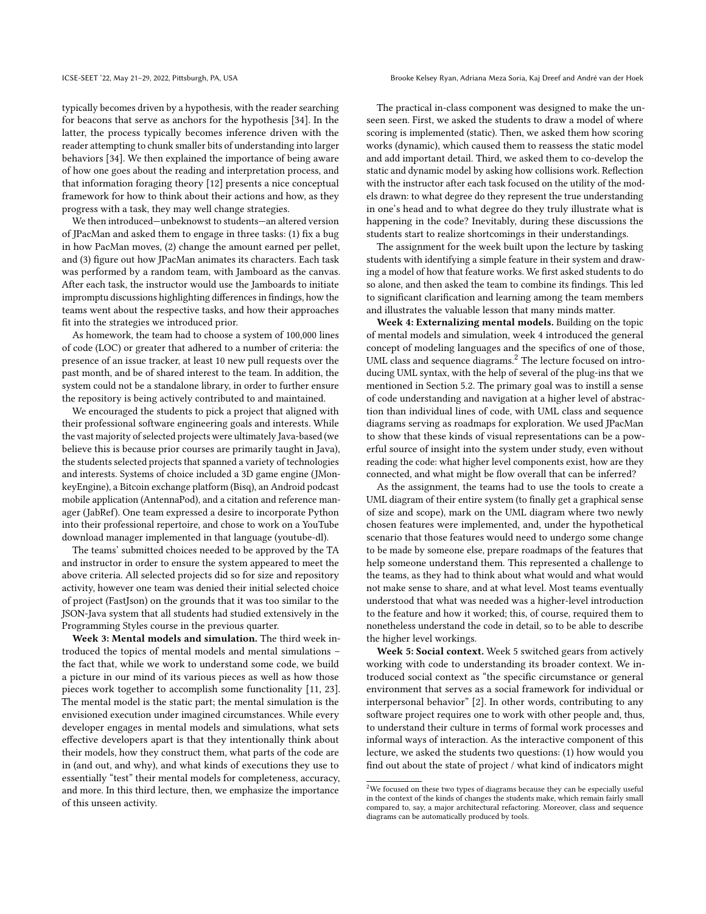typically becomes driven by a hypothesis, with the reader searching for beacons that serve as anchors for the hypothesis [34]. In the latter, the process typically becomes inference driven with the reader attempting to chunk smaller bits of understanding into larger behaviors [34]. We then explained the importance of being aware of how one goes about the reading and interpretation process, and that information foraging theory [12] presents a nice conceptual framework for how to think about their actions and how, as they progress with a task, they may well change strategies.

We then introduced—unbeknowst to students—an altered version of JPacMan and asked them to engage in three tasks: (1) fix a bug in how PacMan moves, (2) change the amount earned per pellet, and (3) figure out how JPacMan animates its characters. Each task was performed by a random team, with Jamboard as the canvas. After each task, the instructor would use the Jamboards to initiate impromptu discussions highlighting differences in findings, how the teams went about the respective tasks, and how their approaches fit into the strategies we introduced prior.

As homework, the team had to choose a system of 100,000 lines of code (LOC) or greater that adhered to a number of criteria: the presence of an issue tracker, at least 10 new pull requests over the past month, and be of shared interest to the team. In addition, the system could not be a standalone library, in order to further ensure the repository is being actively contributed to and maintained.

We encouraged the students to pick a project that aligned with their professional software engineering goals and interests. While the vast majority of selected projects were ultimately Java-based (we believe this is because prior courses are primarily taught in Java), the students selected projects that spanned a variety of technologies and interests. Systems of choice included a 3D game engine (JMonkeyEngine), a Bitcoin exchange platform (Bisq), an Android podcast mobile application (AntennaPod), and a citation and reference manager (JabRef). One team expressed a desire to incorporate Python into their professional repertoire, and chose to work on a YouTube download manager implemented in that language (youtube-dl).

The teams' submitted choices needed to be approved by the TA and instructor in order to ensure the system appeared to meet the above criteria. All selected projects did so for size and repository activity, however one team was denied their initial selected choice of project (FastJson) on the grounds that it was too similar to the JSON-Java system that all students had studied extensively in the Programming Styles course in the previous quarter.

**Week 3: Mental models and simulation.** The third week introduced the topics of mental models and mental simulations – the fact that, while we work to understand some code, we build a picture in our mind of its various pieces as well as how those pieces work together to accomplish some functionality [11, 23]. The mental model is the static part; the mental simulation is the envisioned execution under imagined circumstances. While every developer engages in mental models and simulations, what sets effective developers apart is that they intentionally think about their models, how they construct them, what parts of the code are in (and out, and why), and what kinds of executions they use to essentially "test" their mental models for completeness, accuracy, and more. In this third lecture, then, we emphasize the importance of this unseen activity.

The practical in-class component was designed to make the unseen seen. First, we asked the students to draw a model of where scoring is implemented (static). Then, we asked them how scoring works (dynamic), which caused them to reassess the static model and add important detail. Third, we asked them to co-develop the static and dynamic model by asking how collisions work. Reflection with the instructor after each task focused on the utility of the models drawn: to what degree do they represent the true understanding in one's head and to what degree do they truly illustrate what is happening in the code? Inevitably, during these discussions the students start to realize shortcomings in their understandings.

The assignment for the week built upon the lecture by tasking students with identifying a simple feature in their system and drawing a model of how that feature works. We first asked students to do so alone, and then asked the team to combine its findings. This led to significant clarification and learning among the team members and illustrates the valuable lesson that many minds matter.

**Week 4: Externalizing mental models.** Building on the topic of mental models and simulation, week 4 introduced the general concept of modeling languages and the specifics of one of those, UML class and sequence diagrams.[2] The lecture focused on introducing UML syntax, with the help of several of the plug-ins that we mentioned in Section 5.2. The primary goal was to instill a sense of code understanding and navigation at a higher level of abstraction than individual lines of code, with UML class and sequence diagrams serving as roadmaps for exploration. We used JPacMan to show that these kinds of visual representations can be a powerful source of insight into the system under study, even without reading the code: what higher level components exist, how are they connected, and what might be flow overall that can be inferred?

As the assignment, the teams had to use the tools to create a UML diagram of their entire system (to finally get a graphical sense of size and scope), mark on the UML diagram where two newly chosen features were implemented, and, under the hypothetical scenario that those features would need to undergo some change to be made by someone else, prepare roadmaps of the features that help someone understand them. This represented a challenge to the teams, as they had to think about what would and what would not make sense to share, and at what level. Most teams eventually understood that what was needed was a higher-level introduction to the feature and how it worked; this, of course, required them to nonetheless understand the code in detail, so to be able to describe the higher level workings.

**Week 5: Social context.** Week 5 switched gears from actively working with code to understanding its broader context. We introduced social context as "the specific circumstance or general environment that serves as a social framework for individual or interpersonal behavior" [2]. In other words, contributing to any software project requires one to work with other people and, thus, to understand their culture in terms of formal work processes and informal ways of interaction. As the interactive component of this lecture, we asked the students two questions: (1) how would you find out about the state of project / what kind of indicators might

[2] We focused on these two types of diagrams because they can be especially useful in the context of the kinds of changes the students make, which remain fairly small compared to, say, a major architectural refactoring. Moreover, class and sequence diagrams can be automatically produced by tools.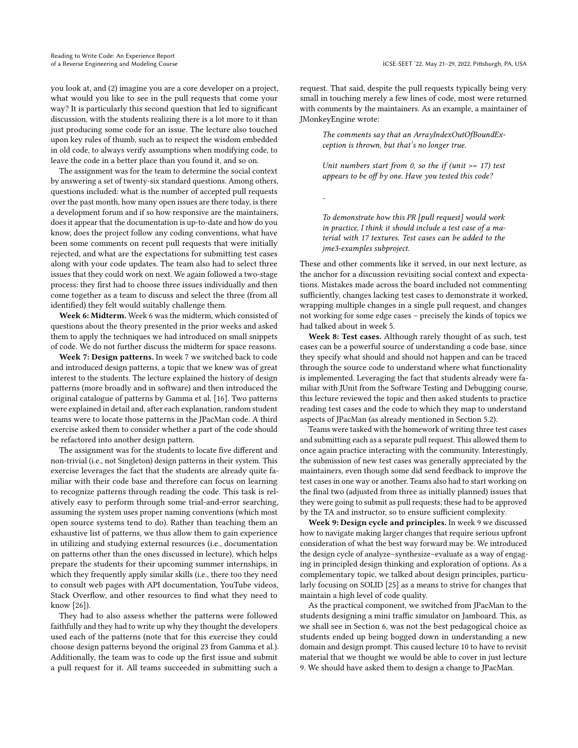you look at, and (2) imagine you are a core developer on a project, what would you like to see in the pull requests that come your way? It is particularly this second question that led to significant discussion, with the students realizing there is a lot more to it than just producing some code for an issue. The lecture also touched upon key rules of thumb, such as to respect the wisdom embedded in old code, to always verify assumptions when modifying code, to leave the code in a better place than you found it, and so on.

The assignment was for the team to determine the social context by answering a set of twenty-six standard questions. Among others, questions included: what is the number of accepted pull requests over the past month, how many open issues are there today, is there a development forum and if so how responsive are the maintainers, does it appear that the documentation is up-to-date and how do you know, does the project follow any coding conventions, what have been some comments on recent pull requests that were initially rejected, and what are the expectations for submitting test cases along with your code updates. The team also had to select three issues that they could work on next. We again followed a two-stage process: they first had to choose three issues individually and then come together as a team to discuss and select the three (from all identified) they felt would suitably challenge them.

**Week 6: Midterm.** Week 6 was the midterm, which consisted of questions about the theory presented in the prior weeks and asked them to apply the techniques we had introduced on small snippets of code. We do not further discuss the midterm for space reasons.

**Week 7: Design patterns.** In week 7 we switched back to code and introduced design patterns, a topic that we knew was of great interest to the students. The lecture explained the history of design patterns (more broadly and in software) and then introduced the original catalogue of patterns by Gamma et al. [16]. Two patterns were explained in detail and, after each explanation, random student teams were to locate those patterns in the JPacMan code. A third exercise asked them to consider whether a part of the code should be refactored into another design pattern.

The assignment was for the students to locate five different and non-trivial (i.e., not Singleton) design patterns in their system. This exercise leverages the fact that the students are already quite familiar with their code base and therefore can focus on learning to recognize patterns through reading the code. This task is relatively easy to perform through some trial-and-error searching, assuming the system uses proper naming conventions (which most open source systems tend to do). Rather than teaching them an exhaustive list of patterns, we thus allow them to gain experience in utilizing and studying external resources (i.e., documentation on patterns other than the ones discussed in lecture), which helps prepare the students for their upcoming summer internships, in which they frequently apply similar skills (i.e., there too they need to consult web pages with API documentation, YouTube videos, Stack Overflow, and other resources to find what they need to know [26]).

They had to also assess whether the patterns were followed faithfully and they had to write up why they thought the developers used each of the patterns (note that for this exercise they could choose design patterns beyond the original 23 from Gamma et al.). Additionally, the team was to code up the first issue and submit a pull request for it. All teams succeeded in submitting such a request. That said, despite the pull requests typically being very small in touching merely a few lines of code, most were returned with comments by the maintainers. As an example, a maintainer of JMonkeyEngine wrote:

> *The comments say that an ArrayIndexOutOfBoundException is thrown, but that's no longer true.*
>
> *Unit numbers start from 0, so the if (unit >= 17) test appears to be off by one. Have you tested this code?*
>
> ..
>
> *To demonstrate how this PR [pull request] would work in practice, I think it should include a test case of a material with 17 textures. Test cases can be added to the jme3-examples subproject.*

These and other comments like it served, in our next lecture, as the anchor for a discussion revisiting social context and expectations. Mistakes made across the board included not commenting sufficiently, changes lacking test cases to demonstrate it worked, wrapping multiple changes in a single pull request, and changes not working for some edge cases – precisely the kinds of topics we had talked about in week 5.

**Week 8: Test cases.** Although rarely thought of as such, test cases can be a powerful source of understanding a code base, since they specify what should and should not happen and can be traced through the source code to understand where what functionality is implemented. Leveraging the fact that students already were familiar with JUnit from the Software Testing and Debugging course, this lecture reviewed the topic and then asked students to practice reading test cases and the code to which they map to understand aspects of JPacMan (as already mentioned in Section 5.2).

Teams were tasked with the homework of writing three test cases and submitting each as a separate pull request. This allowed them to once again practice interacting with the community. Interestingly, the submission of new test cases was generally appreciated by the maintainers, even though some did send feedback to improve the test cases in one way or another. Teams also had to start working on the final two (adjusted from three as initially planned) issues that they were going to submit as pull requests; these had to be approved by the TA and instructor, so to ensure sufficient complexity.

**Week 9: Design cycle and principles.** In week 9 we discussed how to navigate making larger changes that require serious upfront consideration of what the best way forward may be. We introduced the design cycle of analyze–synthesize–evaluate as a way of engaging in principled design thinking and exploration of options. As a complementary topic, we talked about design principles, particularly focusing on SOLID [25] as a means to strive for changes that maintain a high level of code quality.

As the practical component, we switched from JPacMan to the students designing a mini traffic simulator on Jamboard. This, as we shall see in Section 6, was not the best pedagogical choice as students ended up being bogged down in understanding a new domain and design prompt. This caused lecture 10 to have to revisit material that we thought we would be able to cover in just lecture 9. We should have asked them to design a change to JPacMan.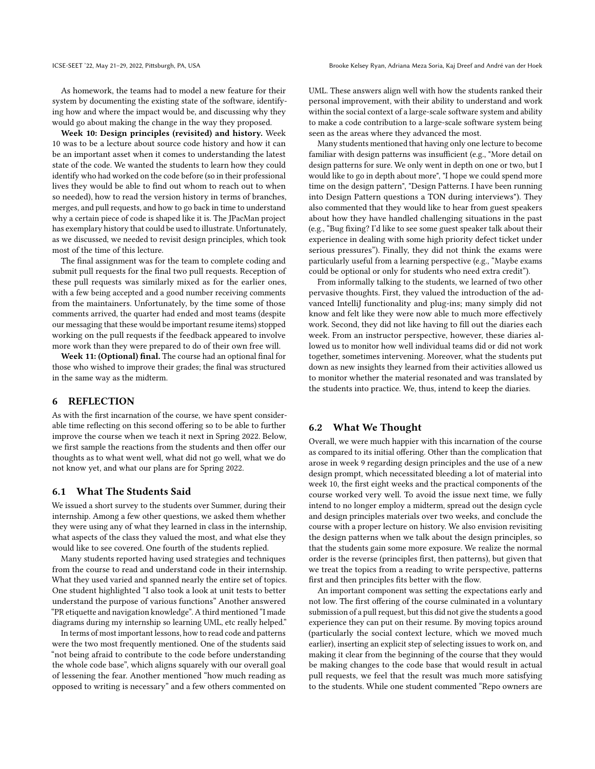As homework, the teams had to model a new feature for their system by documenting the existing state of the software, identifying how and where the impact would be, and discussing why they would go about making the change in the way they proposed.

**Week 10: Design principles (revisited) and history.** Week 10 was to be a lecture about source code history and how it can be an important asset when it comes to understanding the latest state of the code. We wanted the students to learn how they could identify who had worked on the code before (so in their professional lives they would be able to find out whom to reach out to when so needed), how to read the version history in terms of branches, merges, and pull requests, and how to go back in time to understand why a certain piece of code is shaped like it is. The JPacMan project has exemplary history that could be used to illustrate. Unfortunately, as we discussed, we needed to revisit design principles, which took most of the time of this lecture.

The final assignment was for the team to complete coding and submit pull requests for the final two pull requests. Reception of these pull requests was similarly mixed as for the earlier ones, with a few being accepted and a good number receiving comments from the maintainers. Unfortunately, by the time some of those comments arrived, the quarter had ended and most teams (despite our messaging that these would be important resume items) stopped working on the pull requests if the feedback appeared to involve more work than they were prepared to do of their own free will.

**Week 11: (Optional) final.** The course had an optional final for those who wished to improve their grades; the final was structured in the same way as the midterm.

## 6 REFLECTION

As with the first incarnation of the course, we have spent considerable time reflecting on this second offering so to be able to further improve the course when we teach it next in Spring 2022. Below, we first sample the reactions from the students and then offer our thoughts as to what went well, what did not go well, what we do not know yet, and what our plans are for Spring 2022.

### 6.1 What The Students Said

We issued a short survey to the students over Summer, during their internship. Among a few other questions, we asked them whether they were using any of what they learned in class in the internship, what aspects of the class they valued the most, and what else they would like to see covered. One fourth of the students replied.

Many students reported having used strategies and techniques from the course to read and understand code in their internship. What they used varied and spanned nearly the entire set of topics. One student highlighted "I also took a look at unit tests to better understand the purpose of various functions" Another answered "PR etiquette and navigation knowledge". A third mentioned "I made diagrams during my internship so learning UML, etc really helped."

In terms of most important lessons, how to read code and patterns were the two most frequently mentioned. One of the students said "not being afraid to contribute to the code before understanding the whole code base", which aligns squarely with our overall goal of lessening the fear. Another mentioned "how much reading as opposed to writing is necessary" and a few others commented on UML. These answers align well with how the students ranked their personal improvement, with their ability to understand and work within the social context of a large-scale software system and ability to make a code contribution to a large-scale software system being seen as the areas where they advanced the most.

Many students mentioned that having only one lecture to become familiar with design patterns was insufficient (e.g., "More detail on design patterns for sure. We only went in depth on one or two, but I would like to go in depth about more", "I hope we could spend more time on the design pattern", "Design Patterns. I have been running into Design Pattern questions a TON during interviews"). They also commented that they would like to hear from guest speakers about how they have handled challenging situations in the past (e.g., "Bug fixing? I'd like to see some guest speaker talk about their experience in dealing with some high priority defect ticket under serious pressures"). Finally, they did not think the exams were particularly useful from a learning perspective (e.g., "Maybe exams could be optional or only for students who need extra credit").

From informally talking to the students, we learned of two other pervasive thoughts. First, they valued the introduction of the advanced IntelliJ functionality and plug-ins; many simply did not know and felt like they were now able to much more effectively work. Second, they did not like having to fill out the diaries each week. From an instructor perspective, however, these diaries allowed us to monitor how well individual teams did or did not work together, sometimes intervening. Moreover, what the students put down as new insights they learned from their activities allowed us to monitor whether the material resonated and was translated by the students into practice. We, thus, intend to keep the diaries.

### 6.2 What We Thought

Overall, we were much happier with this incarnation of the course as compared to its initial offering. Other than the complication that arose in week 9 regarding design principles and the use of a new design prompt, which necessitated bleeding a lot of material into week 10, the first eight weeks and the practical components of the course worked very well. To avoid the issue next time, we fully intend to no longer employ a midterm, spread out the design cycle and design principles materials over two weeks, and conclude the course with a proper lecture on history. We also envision revisiting the design patterns when we talk about the design principles, so that the students gain some more exposure. We realize the normal order is the reverse (principles first, then patterns), but given that we treat the topics from a reading to write perspective, patterns first and then principles fits better with the flow.

An important component was setting the expectations early and not low. The first offering of the course culminated in a voluntary submission of a pull request, but this did not give the students a good experience they can put on their resume. By moving topics around (particularly the social context lecture, which we moved much earlier), inserting an explicit step of selecting issues to work on, and making it clear from the beginning of the course that they would be making changes to the code base that would result in actual pull requests, we feel that the result was much more satisfying to the students. While one student commented "Repo owners are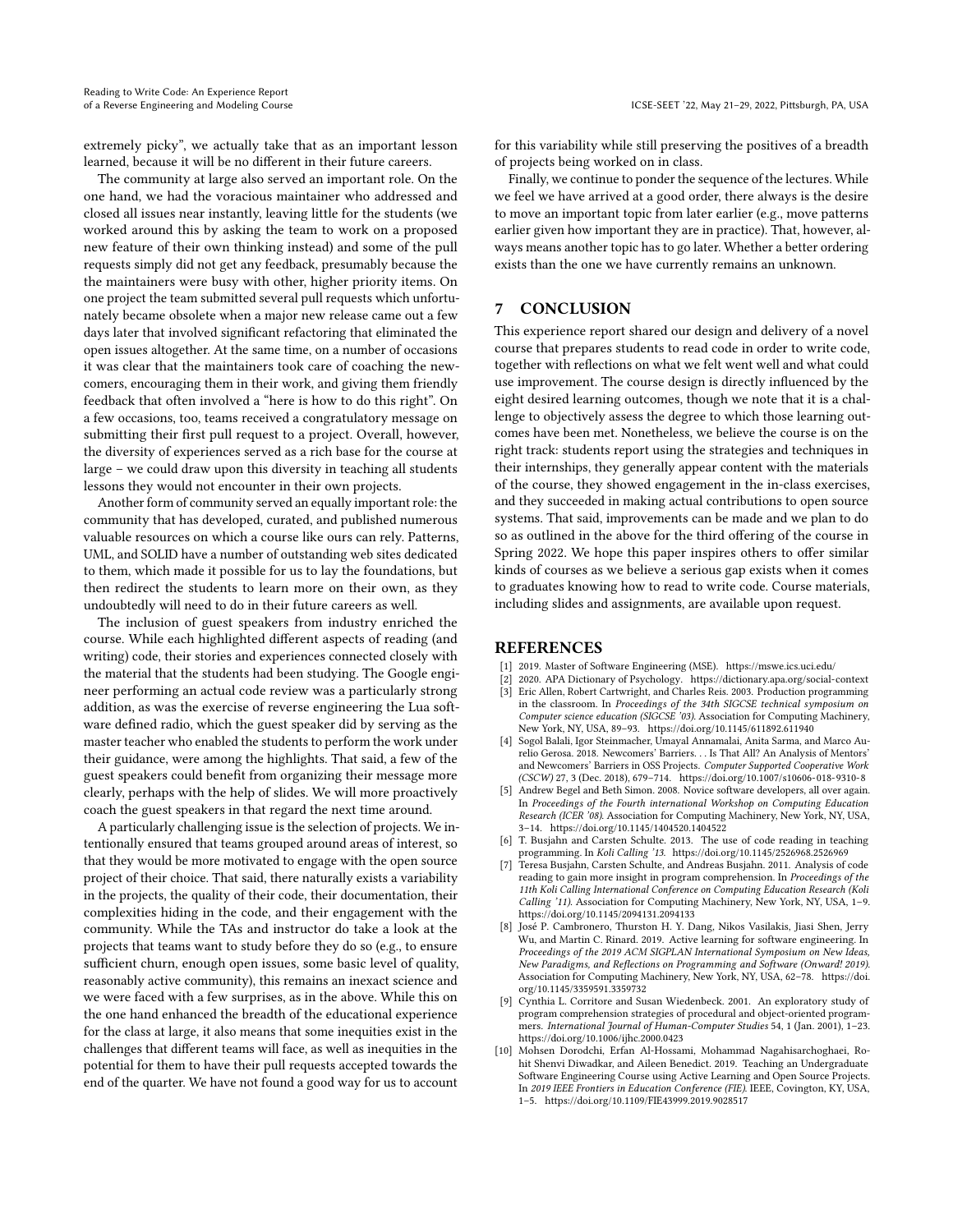extremely picky", we actually take that as an important lesson learned, because it will be no different in their future careers.

The community at large also served an important role. On the one hand, we had the voracious maintainer who addressed and closed all issues near instantly, leaving little for the students (we worked around this by asking the team to work on a proposed new feature of their own thinking instead) and some of the pull requests simply did not get any feedback, presumably because the the maintainers were busy with other, higher priority items. On one project the team submitted several pull requests which unfortunately became obsolete when a major new release came out a few days later that involved significant refactoring that eliminated the open issues altogether. At the same time, on a number of occasions it was clear that the maintainers took care of coaching the newcomers, encouraging them in their work, and giving them friendly feedback that often involved a "here is how to do this right". On a few occasions, too, teams received a congratulatory message on submitting their first pull request to a project. Overall, however, the diversity of experiences served as a rich base for the course at large – we could draw upon this diversity in teaching all students lessons they would not encounter in their own projects.

Another form of community served an equally important role: the community that has developed, curated, and published numerous valuable resources on which a course like ours can rely. Patterns, UML, and SOLID have a number of outstanding web sites dedicated to them, which made it possible for us to lay the foundations, but then redirect the students to learn more on their own, as they undoubtedly will need to do in their future careers as well.

The inclusion of guest speakers from industry enriched the course. While each highlighted different aspects of reading (and writing) code, their stories and experiences connected closely with the material that the students had been studying. The Google engineer performing an actual code review was a particularly strong addition, as was the exercise of reverse engineering the Lua software defined radio, which the guest speaker did by serving as the master teacher who enabled the students to perform the work under their guidance, were among the highlights. That said, a few of the guest speakers could benefit from organizing their message more clearly, perhaps with the help of slides. We will more proactively coach the guest speakers in that regard the next time around.

A particularly challenging issue is the selection of projects. We intentionally ensured that teams grouped around areas of interest, so that they would be more motivated to engage with the open source project of their choice. That said, there naturally exists a variability in the projects, the quality of their code, their documentation, their complexities hiding in the code, and their engagement with the community. While the TAs and instructor do take a look at the projects that teams want to study before they do so (e.g., to ensure sufficient churn, enough open issues, some basic level of quality, reasonably active community), this remains an inexact science and we were faced with a few surprises, as in the above. While this on the one hand enhanced the breadth of the educational experience for the class at large, it also means that some inequities exist in the challenges that different teams will face, as well as inequities in the potential for them to have their pull requests accepted towards the end of the quarter. We have not found a good way for us to account for this variability while still preserving the positives of a breadth of projects being worked on in class.

Finally, we continue to ponder the sequence of the lectures. While we feel we have arrived at a good order, there always is the desire to move an important topic from later earlier (e.g., move patterns earlier given how important they are in practice). That, however, always means another topic has to go later. Whether a better ordering exists than the one we have currently remains an unknown.

## 7 CONCLUSION

This experience report shared our design and delivery of a novel course that prepares students to read code in order to write code, together with reflections on what we felt went well and what could use improvement. The course design is directly influenced by the eight desired learning outcomes, though we note that it is a challenge to objectively assess the degree to which those learning outcomes have been met. Nonetheless, we believe the course is on the right track: students report using the strategies and techniques in their internships, they generally appear content with the materials of the course, they showed engagement in the in-class exercises, and they succeeded in making actual contributions to open source systems. That said, improvements can be made and we plan to do so as outlined in the above for the third offering of the course in Spring 2022. We hope this paper inspires others to offer similar kinds of courses as we believe a serious gap exists when it comes to graduates knowing how to read to write code. Course materials, including slides and assignments, are available upon request.

## REFERENCES

[1] 2019. Master of Software Engineering (MSE). https://mswe.ics.uci.edu/

[2] 2020. APA Dictionary of Psychology. https://dictionary.apa.org/social-context

[3] Eric Allen, Robert Cartwright, and Charles Reis. 2003. Production programming in the classroom. In *Proceedings of the 34th SIGCSE technical symposium on Computer science education (SIGCSE '03)*. Association for Computing Machinery, New York, NY, USA, 89–93. https://doi.org/10.1145/611892.611940

[4] Sogol Balali, Igor Steinmacher, Umayal Annamalai, Anita Sarma, and Marco Aurelio Gerosa. 2018. Newcomers' Barriers. . . Is That All? An Analysis of Mentors' and Newcomers' Barriers in OSS Projects. *Computer Supported Cooperative Work (CSCW)* 27, 3 (Dec. 2018), 679–714. https://doi.org/10.1007/s10606-018-9310-8

[5] Andrew Begel and Beth Simon. 2008. Novice software developers, all over again. In *Proceedings of the Fourth international Workshop on Computing Education Research (ICER '08)*. Association for Computing Machinery, New York, NY, USA, 3–14. https://doi.org/10.1145/1404520.1404522

[6] T. Busjahn and Carsten Schulte. 2013. The use of code reading in teaching programming. In *Koli Calling '13*. https://doi.org/10.1145/2526968.2526969

[7] Teresa Busjahn, Carsten Schulte, and Andreas Busjahn. 2011. Analysis of code reading to gain more insight in program comprehension. In *Proceedings of the 11th Koli Calling International Conference on Computing Education Research (Koli Calling '11)*. Association for Computing Machinery, New York, NY, USA, 1–9. https://doi.org/10.1145/2094131.2094133

[8] José P. Cambronero, Thurston H. Y. Dang, Nikos Vasilakis, Jiasi Shen, Jerry Wu, and Martin C. Rinard. 2019. Active learning for software engineering. In *Proceedings of the 2019 ACM SIGPLAN International Symposium on New Ideas, New Paradigms, and Reflections on Programming and Software (Onward! 2019)*. Association for Computing Machinery, New York, NY, USA, 62–78. https://doi.org/10.1145/3359591.3359732

[9] Cynthia L. Corritore and Susan Wiedenbeck. 2001. An exploratory study of program comprehension strategies of procedural and object-oriented programmers. *International Journal of Human-Computer Studies* 54, 1 (Jan. 2001), 1–23. https://doi.org/10.1006/ijhc.2000.0423

[10] Mohsen Dorodchi, Erfan Al-Hossami, Mohammad Nagahisarchoghaei, Rohit Shenvi Diwadkar, and Aileen Benedict. 2019. Teaching an Undergraduate Software Engineering Course using Active Learning and Open Source Projects. In *2019 IEEE Frontiers in Education Conference (FIE)*. IEEE, Covington, KY, USA, 1–5. https://doi.org/10.1109/FIE43999.2019.9028517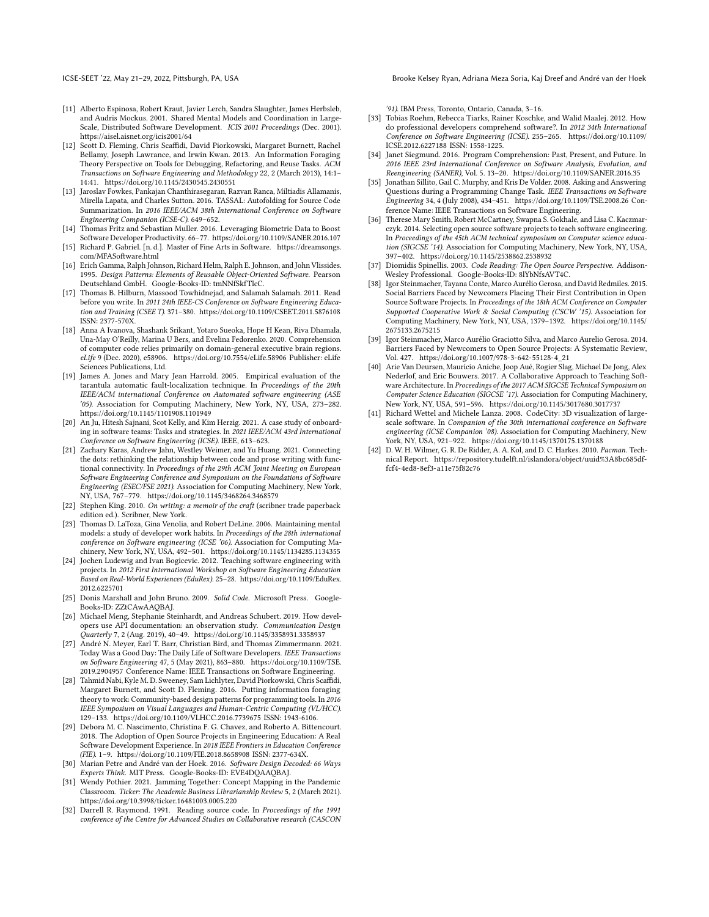- [11] Alberto Espinosa, Robert Kraut, Javier Lerch, Sandra Slaughter, James Herbsleb, and Audris Mockus. 2001. Shared Mental Models and Coordination in Large-Scale, Distributed Software Development. *ICIS 2001 Proceedings* (Dec. 2001). https://aisel.aisnet.org/icis2001/64
- [12] Scott D. Fleming, Chris Scaffidi, David Piorkowski, Margaret Burnett, Rachel Bellamy, Joseph Lawrance, and Irwin Kwan. 2013. An Information Foraging Theory Perspective on Tools for Debugging, Refactoring, and Reuse Tasks. *ACM Transactions on Software Engineering and Methodology* 22, 2 (March 2013), 14:1–14:41. https://doi.org/10.1145/2430545.2430551
- [13] Jaroslav Fowkes, Pankajan Chanthirasegaran, Razvan Ranca, Miltiadis Allamanis, Mirella Lapata, and Charles Sutton. 2016. TASSAL: Autofolding for Source Code Summarization. In *2016 IEEE/ACM 38th International Conference on Software Engineering Companion (ICSE-C)*. 649–652.
- [14] Thomas Fritz and Sebastian Muller. 2016. Leveraging Biometric Data to Boost Software Developer Productivity. 66–77. https://doi.org/10.1109/SANER.2016.107
- [15] Richard P. Gabriel. [n. d.]. Master of Fine Arts in Software. https://dreamsongs.com/MFASoftware.html
- [16] Erich Gamma, Ralph Johnson, Richard Helm, Ralph E. Johnson, and John Vlissides. 1995. *Design Patterns: Elements of Reusable Object-Oriented Software*. Pearson Deutschland GmbH. Google-Books-ID: tmNNfSkfTlcC.
- [17] Thomas B. Hilburn, Massood Towhidnejad, and Salamah Salamah. 2011. Read before you write. In *2011 24th IEEE-CS Conference on Software Engineering Education and Training (CSEE T)*. 371–380. https://doi.org/10.1109/CSEET.2011.5876108 ISSN: 2377-570X.
- [18] Anna A Ivanova, Shashank Srikant, Yotaro Sueoka, Hope H Kean, Riva Dhamala, Una-May O'Reilly, Marina U Bers, and Evelina Fedorenko. 2020. Comprehension of computer code relies primarily on domain-general executive brain regions. *eLife* 9 (Dec. 2020), e58906. https://doi.org/10.7554/eLife.58906 Publisher: eLife Sciences Publications, Ltd.
- [19] James A. Jones and Mary Jean Harrold. 2005. Empirical evaluation of the tarantula automatic fault-localization technique. In *Proceedings of the 20th IEEE/ACM international Conference on Automated software engineering (ASE '05)*. Association for Computing Machinery, New York, NY, USA, 273–282. https://doi.org/10.1145/1101908.1101949
- [20] An Ju, Hitesh Sajnani, Scot Kelly, and Kim Herzig. 2021. A case study of onboarding in software teams: Tasks and strategies. In *2021 IEEE/ACM 43rd International Conference on Software Engineering (ICSE)*. IEEE, 613–623.
- [21] Zachary Karas, Andrew Jahn, Westley Weimer, and Yu Huang. 2021. Connecting the dots: rethinking the relationship between code and prose writing with functional connectivity. In *Proceedings of the 29th ACM Joint Meeting on European Software Engineering Conference and Symposium on the Foundations of Software Engineering (ESEC/FSE 2021)*. Association for Computing Machinery, New York, NY, USA, 767–779. https://doi.org/10.1145/3468264.3468579
- [22] Stephen King. 2010. *On writing: a memoir of the craft* (scribner trade paperback edition ed.). Scribner, New York.
- [23] Thomas D. LaToza, Gina Venolia, and Robert DeLine. 2006. Maintaining mental models: a study of developer work habits. In *Proceedings of the 28th international conference on Software engineering (ICSE '06)*. Association for Computing Machinery, New York, NY, USA, 492–501. https://doi.org/10.1145/1134285.1134355
- [24] Jochen Ludewig and Ivan Bogicevic. 2012. Teaching software engineering with projects. In *2012 First International Workshop on Software Engineering Education Based on Real-World Experiences (EduRex)*. 25–28. https://doi.org/10.1109/EduRex.2012.6225701
- [25] Donis Marshall and John Bruno. 2009. *Solid Code*. Microsoft Press. Google-Books-ID: ZZtCAwAAQBAJ.
- [26] Michael Meng, Stephanie Steinhardt, and Andreas Schubert. 2019. How developers use API documentation: an observation study. *Communication Design Quarterly* 7, 2 (Aug. 2019), 40–49. https://doi.org/10.1145/3358931.3358937
- [27] André N. Meyer, Earl T. Barr, Christian Bird, and Thomas Zimmermann. 2021. Today Was a Good Day: The Daily Life of Software Developers. *IEEE Transactions on Software Engineering* 47, 5 (May 2021), 863–880. https://doi.org/10.1109/TSE.2019.2904957 Conference Name: IEEE Transactions on Software Engineering.
- [28] Tahmid Nabi, Kyle M. D. Sweeney, Sam Lichlyter, David Piorkowski, Chris Scaffidi, Margaret Burnett, and Scott D. Fleming. 2016. Putting information foraging theory to work: Community-based design patterns for programming tools. In *2016 IEEE Symposium on Visual Languages and Human-Centric Computing (VL/HCC)*. 129–133. https://doi.org/10.1109/VLHCC.2016.7739675 ISSN: 1943-6106.
- [29] Debora M. C. Nascimento, Christina F. G. Chavez, and Roberto A. Bittencourt. 2018. The Adoption of Open Source Projects in Engineering Education: A Real Software Development Experience. In *2018 IEEE Frontiers in Education Conference (FIE)*. 1–9. https://doi.org/10.1109/FIE.2018.8658908 ISSN: 2377-634X.
- [30] Marian Petre and André van der Hoek. 2016. *Software Design Decoded: 66 Ways Experts Think*. MIT Press. Google-Books-ID: EVE4DQAAQBAJ.
- [31] Wendy Pothier. 2021. Jamming Together: Concept Mapping in the Pandemic Classroom. *Ticker: The Academic Business Librarianship Review* 5, 2 (March 2021). https://doi.org/10.3998/ticker.16481003.0005.220
- [32] Darrell R. Raymond. 1991. Reading source code. In *Proceedings of the 1991 conference of the Centre for Advanced Studies on Collaborative research (CASCON '91)*. IBM Press, Toronto, Ontario, Canada, 3–16.
- [33] Tobias Roehm, Rebecca Tiarks, Rainer Koschke, and Walid Maalej. 2012. How do professional developers comprehend software?. In *2012 34th International Conference on Software Engineering (ICSE)*. 255–265. https://doi.org/10.1109/ICSE.2012.6227188 ISSN: 1558-1225.
- [34] Janet Siegmund. 2016. Program Comprehension: Past, Present, and Future. In *2016 IEEE 23rd International Conference on Software Analysis, Evolution, and Reengineering (SANER)*, Vol. 5. 13–20. https://doi.org/10.1109/SANER.2016.35
- [35] Jonathan Sillito, Gail C. Murphy, and Kris De Volder. 2008. Asking and Answering Questions during a Programming Change Task. *IEEE Transactions on Software Engineering* 34, 4 (July 2008), 434–451. https://doi.org/10.1109/TSE.2008.26 Conference Name: IEEE Transactions on Software Engineering.
- [36] Therese Mary Smith, Robert McCartney, Swapna S. Gokhale, and Lisa C. Kaczmarczyk. 2014. Selecting open source software projects to teach software engineering. In *Proceedings of the 45th ACM technical symposium on Computer science education (SIGCSE '14)*. Association for Computing Machinery, New York, NY, USA, 397–402. https://doi.org/10.1145/2538862.2538932
- [37] Diomidis Spinellis. 2003. *Code Reading: The Open Source Perspective*. Addison-Wesley Professional. Google-Books-ID: 8lYbNfsAVT4C.
- [38] Igor Steinmacher, Tayana Conte, Marco Aurélio Gerosa, and David Redmiles. 2015. Social Barriers Faced by Newcomers Placing Their First Contribution in Open Source Software Projects. In *Proceedings of the 18th ACM Conference on Computer Supported Cooperative Work & Social Computing (CSCW '15)*. Association for Computing Machinery, New York, NY, USA, 1379–1392. https://doi.org/10.1145/2675133.2675215
- [39] Igor Steinmacher, Marco Aurélio Graciotto Silva, and Marco Aurelio Gerosa. 2014. Barriers Faced by Newcomers to Open Source Projects: A Systematic Review, Vol. 427. https://doi.org/10.1007/978-3-642-55128-4_21
- [40] Arie Van Deursen, Mauricio Aniche, Joop Aué, Rogier Slag, Michael De Jong, Alex Nederlof, and Eric Bouwers. 2017. A Collaborative Approach to Teaching Software Architecture. In *Proceedings of the 2017 ACM SIGCSE Technical Symposium on Computer Science Education (SIGCSE '17)*. Association for Computing Machinery, New York, NY, USA, 591–596. https://doi.org/10.1145/3017680.3017737
- [41] Richard Wettel and Michele Lanza. 2008. CodeCity: 3D visualization of large-scale software. In *Companion of the 30th international conference on Software engineering (ICSE Companion '08)*. Association for Computing Machinery, New York, NY, USA, 921–922. https://doi.org/10.1145/1370175.1370188
- [42] D. W. H. Wilmer, G. R. De Ridder, A. A. Kol, and D. C. Harkes. 2010. *Pacman*. Technical Report. https://repository.tudelft.nl/islandora/object/uuid%3A8bc685df-fcf4-4ed8-8ef3-a11e75f82c76